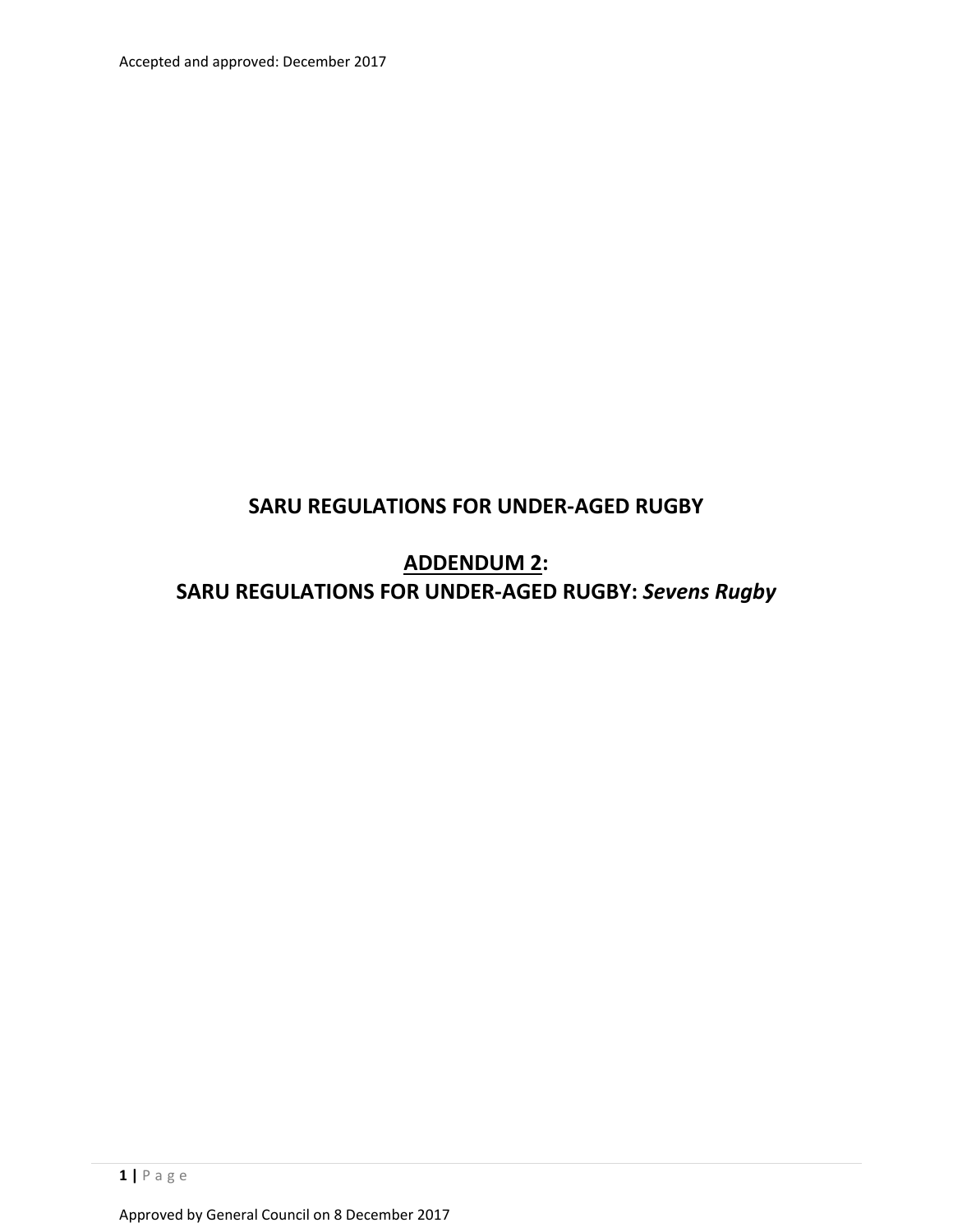Accepted and approved: December 2017

# SARU REGULATIONS FOR UNDER-AGED RUGBY

## ADDENDUM 2:

## SARU REGULATIONS FOR UNDER-AGED RUGBY: *Sevens Rugby*

Approved by General Council on 8 December 2017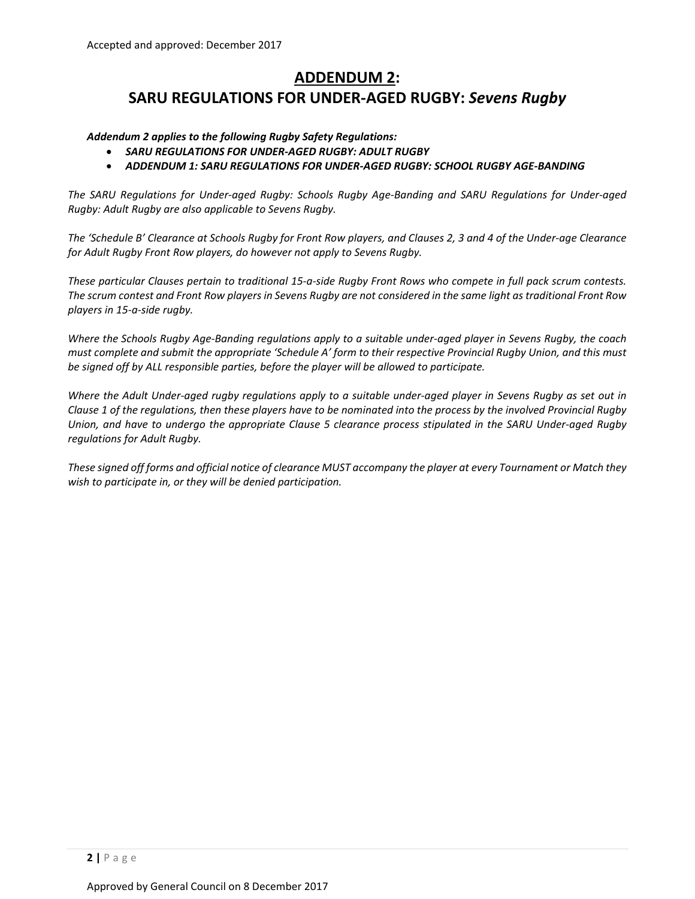# ADDENDUM 2:
# SARU REGULATIONS FOR UNDER-AGED RUGBY: *Sevens Rugby*

***Addendum 2 applies to the following Rugby Safety Regulations:***

- ***SARU REGULATIONS FOR UNDER-AGED RUGBY: ADULT RUGBY***
- ***ADDENDUM 1: SARU REGULATIONS FOR UNDER-AGED RUGBY: SCHOOL RUGBY AGE-BANDING***

*The SARU Regulations for Under-aged Rugby: Schools Rugby Age-Banding and SARU Regulations for Under-aged Rugby: Adult Rugby are also applicable to Sevens Rugby.*

*The 'Schedule B' Clearance at Schools Rugby for Front Row players, and Clauses 2, 3 and 4 of the Under-age Clearance for Adult Rugby Front Row players, do however not apply to Sevens Rugby.*

*These particular Clauses pertain to traditional 15-a-side Rugby Front Rows who compete in full pack scrum contests. The scrum contest and Front Row players in Sevens Rugby are not considered in the same light as traditional Front Row players in 15-a-side rugby.*

*Where the Schools Rugby Age-Banding regulations apply to a suitable under-aged player in Sevens Rugby, the coach must complete and submit the appropriate 'Schedule A' form to their respective Provincial Rugby Union, and this must be signed off by ALL responsible parties, before the player will be allowed to participate.*

*Where the Adult Under-aged rugby regulations apply to a suitable under-aged player in Sevens Rugby as set out in Clause 1 of the regulations, then these players have to be nominated into the process by the involved Provincial Rugby Union, and have to undergo the appropriate Clause 5 clearance process stipulated in the SARU Under-aged Rugby regulations for Adult Rugby.*

*These signed off forms and official notice of clearance MUST accompany the player at every Tournament or Match they wish to participate in, or they will be denied participation.*